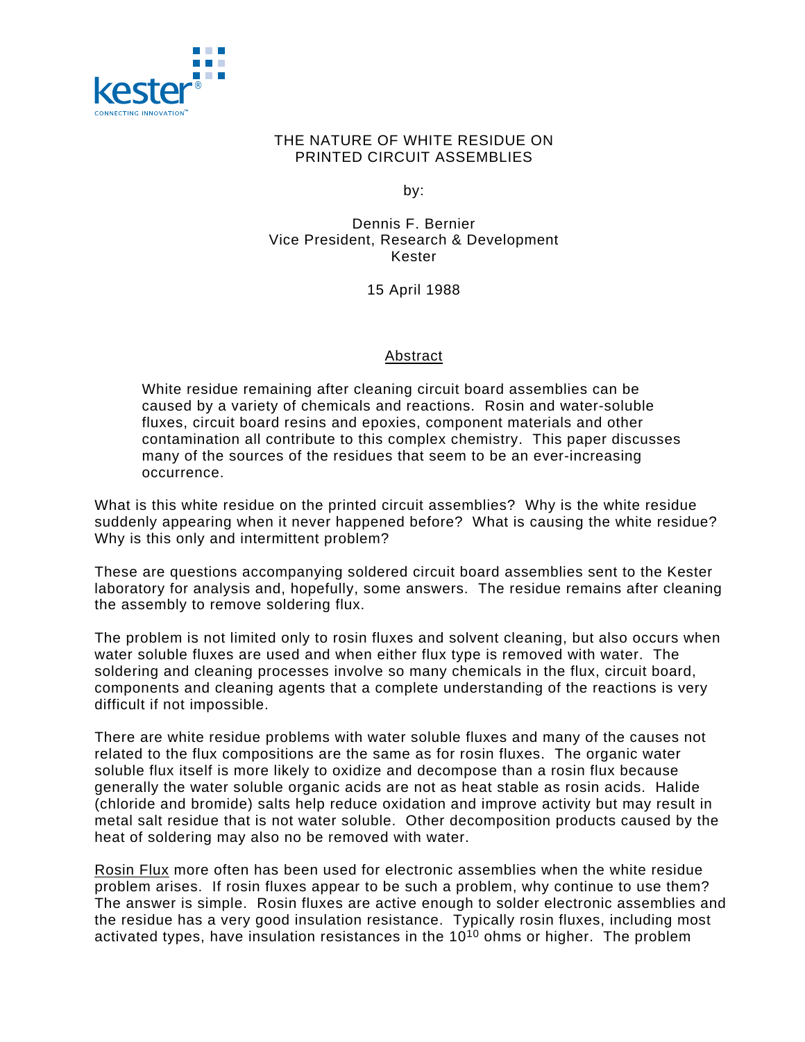# THE NATURE OF WHITE RESIDUE ON PRINTED CIRCUIT ASSEMBLIES

by:

Dennis F. Bernier
Vice President, Research & Development
Kester

15 April 1988

## Abstract

White residue remaining after cleaning circuit board assemblies can be caused by a variety of chemicals and reactions. Rosin and water-soluble fluxes, circuit board resins and epoxies, component materials and other contamination all contribute to this complex chemistry. This paper discusses many of the sources of the residues that seem to be an ever-increasing occurrence.

What is this white residue on the printed circuit assemblies? Why is the white residue suddenly appearing when it never happened before? What is causing the white residue? Why is this only and intermittent problem?

These are questions accompanying soldered circuit board assemblies sent to the Kester laboratory for analysis and, hopefully, some answers. The residue remains after cleaning the assembly to remove soldering flux.

The problem is not limited only to rosin fluxes and solvent cleaning, but also occurs when water soluble fluxes are used and when either flux type is removed with water. The soldering and cleaning processes involve so many chemicals in the flux, circuit board, components and cleaning agents that a complete understanding of the reactions is very difficult if not impossible.

There are white residue problems with water soluble fluxes and many of the causes not related to the flux compositions are the same as for rosin fluxes. The organic water soluble flux itself is more likely to oxidize and decompose than a rosin flux because generally the water soluble organic acids are not as heat stable as rosin acids. Halide (chloride and bromide) salts help reduce oxidation and improve activity but may result in metal salt residue that is not water soluble. Other decomposition products caused by the heat of soldering may also no be removed with water.

<u>Rosin Flux</u> more often has been used for electronic assemblies when the white residue problem arises. If rosin fluxes appear to be such a problem, why continue to use them? The answer is simple. Rosin fluxes are active enough to solder electronic assemblies and the residue has a very good insulation resistance. Typically rosin fluxes, including most activated types, have insulation resistances in the $10^{10}$ ohms or higher. The problem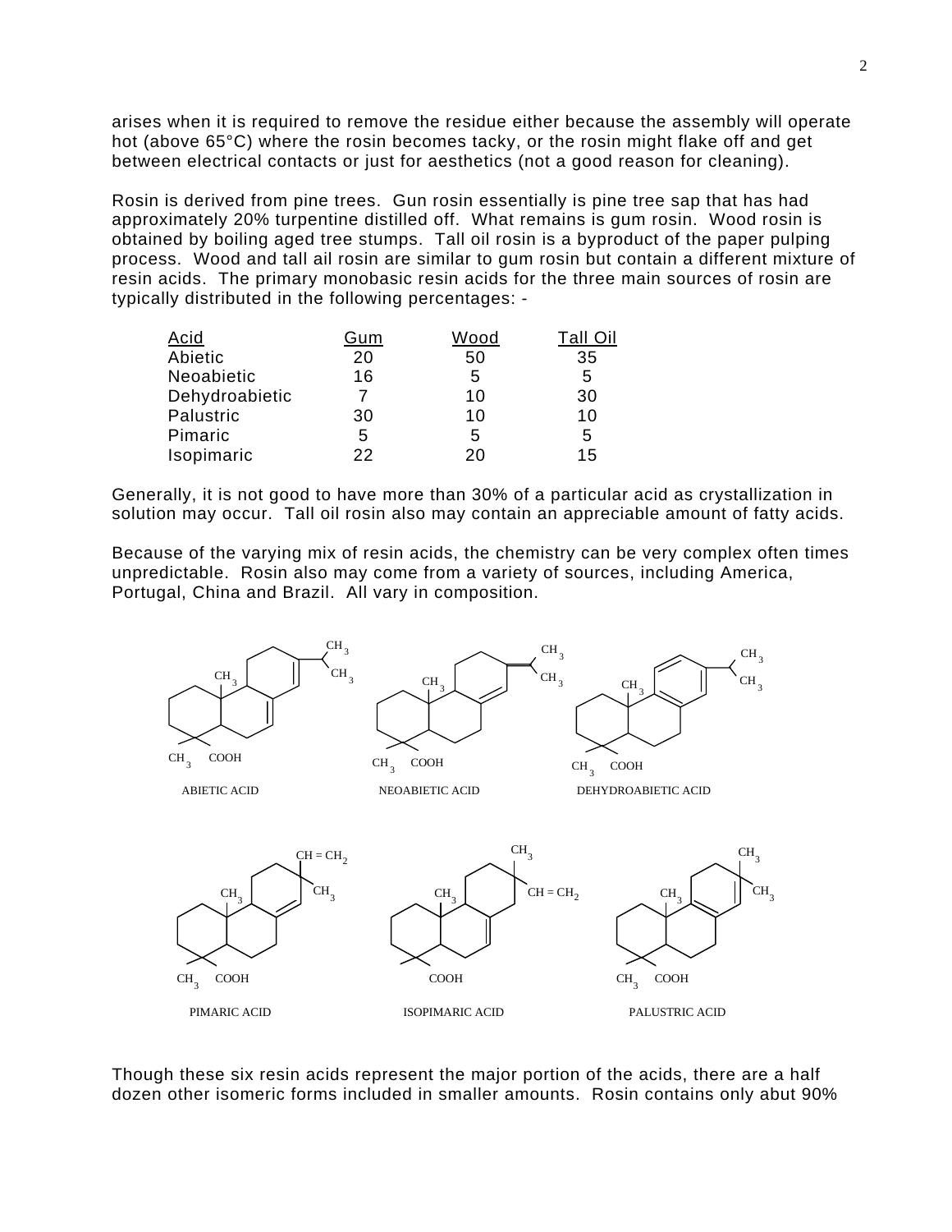arises when it is required to remove the residue either because the assembly will operate hot (above 65°C) where the rosin becomes tacky, or the rosin might flake off and get between electrical contacts or just for aesthetics (not a good reason for cleaning).

Rosin is derived from pine trees. Gun rosin essentially is pine tree sap that has had approximately 20% turpentine distilled off. What remains is gum rosin. Wood rosin is obtained by boiling aged tree stumps. Tall oil rosin is a byproduct of the paper pulping process. Wood and tall ail rosin are similar to gum rosin but contain a different mixture of resin acids. The primary monobasic resin acids for the three main sources of rosin are typically distributed in the following percentages: -

| Acid | Gum | Wood | Tall Oil |
|---|---|---|---|
| Abietic | 20 | 50 | 35 |
| Neoabietic | 16 | 5 | 5 |
| Dehydroabietic | 7 | 10 | 30 |
| Palustric | 30 | 10 | 10 |
| Pimaric | 5 | 5 | 5 |
| Isopimaric | 22 | 20 | 15 |

Generally, it is not good to have more than 30% of a particular acid as crystallization in solution may occur. Tall oil rosin also may contain an appreciable amount of fatty acids.

Because of the varying mix of resin acids, the chemistry can be very complex often times unpredictable. Rosin also may come from a variety of sources, including America, Portugal, China and Brazil. All vary in composition.

ABIETIC ACID NEOABIETIC ACID DEHYDROABIETIC ACID

PIMARIC ACID ISOPIMARIC ACID PALUSTRIC ACID

Though these six resin acids represent the major portion of the acids, there are a half dozen other isomeric forms included in smaller amounts. Rosin contains only abut 90%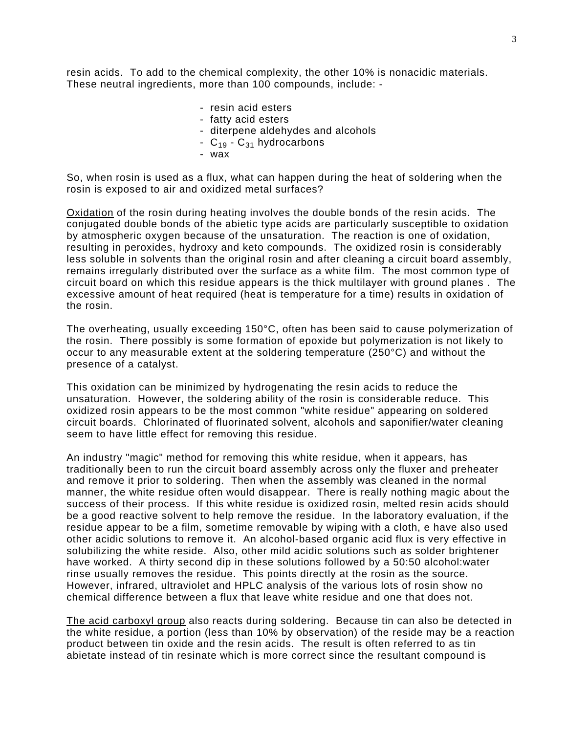resin acids. To add to the chemical complexity, the other 10% is nonacidic materials. These neutral ingredients, more than 100 compounds, include: -

- resin acid esters
- fatty acid esters
- diterpene aldehydes and alcohols
- $C_{19}$ - $C_{31}$ hydrocarbons
- wax

So, when rosin is used as a flux, what can happen during the heat of soldering when the rosin is exposed to air and oxidized metal surfaces?

<u>Oxidation</u> of the rosin during heating involves the double bonds of the resin acids. The conjugated double bonds of the abietic type acids are particularly susceptible to oxidation by atmospheric oxygen because of the unsaturation. The reaction is one of oxidation, resulting in peroxides, hydroxy and keto compounds. The oxidized rosin is considerably less soluble in solvents than the original rosin and after cleaning a circuit board assembly, remains irregularly distributed over the surface as a white film. The most common type of circuit board on which this residue appears is the thick multilayer with ground planes . The excessive amount of heat required (heat is temperature for a time) results in oxidation of the rosin.

The overheating, usually exceeding 150°C, often has been said to cause polymerization of the rosin. There possibly is some formation of epoxide but polymerization is not likely to occur to any measurable extent at the soldering temperature (250°C) and without the presence of a catalyst.

This oxidation can be minimized by hydrogenating the resin acids to reduce the unsaturation. However, the soldering ability of the rosin is considerable reduce. This oxidized rosin appears to be the most common "white residue" appearing on soldered circuit boards. Chlorinated of fluorinated solvent, alcohols and saponifier/water cleaning seem to have little effect for removing this residue.

An industry "magic" method for removing this white residue, when it appears, has traditionally been to run the circuit board assembly across only the fluxer and preheater and remove it prior to soldering. Then when the assembly was cleaned in the normal manner, the white residue often would disappear. There is really nothing magic about the success of their process. If this white residue is oxidized rosin, melted resin acids should be a good reactive solvent to help remove the residue. In the laboratory evaluation, if the residue appear to be a film, sometime removable by wiping with a cloth, e have also used other acidic solutions to remove it. An alcohol-based organic acid flux is very effective in solubilizing the white reside. Also, other mild acidic solutions such as solder brightener have worked. A thirty second dip in these solutions followed by a 50:50 alcohol:water rinse usually removes the residue. This points directly at the rosin as the source. However, infrared, ultraviolet and HPLC analysis of the various lots of rosin show no chemical difference between a flux that leave white residue and one that does not.

<u>The acid carboxyl group</u> also reacts during soldering. Because tin can also be detected in the white residue, a portion (less than 10% by observation) of the reside may be a reaction product between tin oxide and the resin acids. The result is often referred to as tin abietate instead of tin resinate which is more correct since the resultant compound is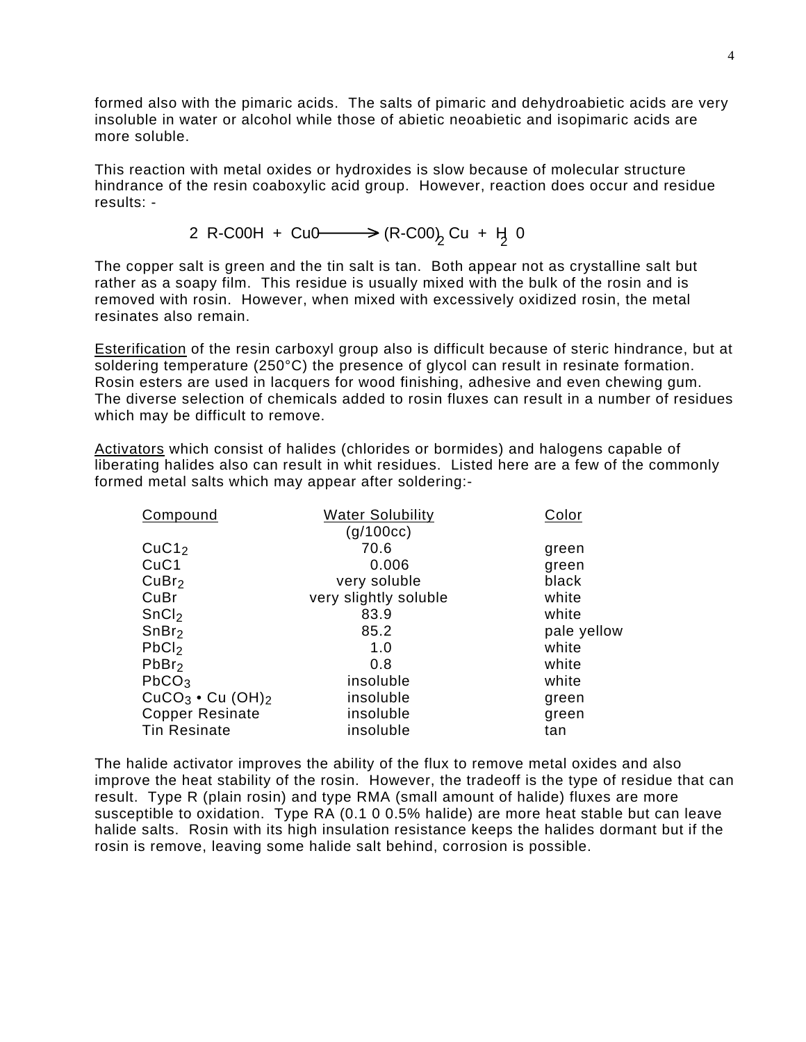formed also with the pimaric acids. The salts of pimaric and dehydroabietic acids are very insoluble in water or alcohol while those of abietic neoabietic and isopimaric acids are more soluble.

This reaction with metal oxides or hydroxides is slow because of molecular structure hindrance of the resin coaboxylic acid group. However, reaction does occur and residue results: -

$$2\ \text{R-C00H} + \text{Cu0} \longrightarrow (\text{R-C00})_2\,\text{Cu} + \text{H}_2\,0$$

The copper salt is green and the tin salt is tan. Both appear not as crystalline salt but rather as a soapy film. This residue is usually mixed with the bulk of the rosin and is removed with rosin. However, when mixed with excessively oxidized rosin, the metal resinates also remain.

<u>Esterification</u> of the resin carboxyl group also is difficult because of steric hindrance, but at soldering temperature (250°C) the presence of glycol can result in resinate formation. Rosin esters are used in lacquers for wood finishing, adhesive and even chewing gum. The diverse selection of chemicals added to rosin fluxes can result in a number of residues which may be difficult to remove.

<u>Activators</u> which consist of halides (chlorides or bormides) and halogens capable of liberating halides also can result in whit residues. Listed here are a few of the commonly formed metal salts which may appear after soldering:-

| Compound | Water Solubility (g/100cc) | Color |
|---|---|---|
| $CuC1_2$ | 70.6 | green |
| CuC1 | 0.006 | green |
| $CuBr_2$ | very soluble | black |
| CuBr | very slightly soluble | white |
| $SnCl_2$ | 83.9 | white |
| $SnBr_2$ | 85.2 | pale yellow |
| $PbCl_2$ | 1.0 | white |
| $PbBr_2$ | 0.8 | white |
| $PbCO_3$ | insoluble | white |
| $CuCO_3 \bullet Cu(OH)_2$ | insoluble | green |
| Copper Resinate | insoluble | green |
| Tin Resinate | insoluble | tan |

The halide activator improves the ability of the flux to remove metal oxides and also improve the heat stability of the rosin. However, the tradeoff is the type of residue that can result. Type R (plain rosin) and type RMA (small amount of halide) fluxes are more susceptible to oxidation. Type RA (0.1 0 0.5% halide) are more heat stable but can leave halide salts. Rosin with its high insulation resistance keeps the halides dormant but if the rosin is remove, leaving some halide salt behind, corrosion is possible.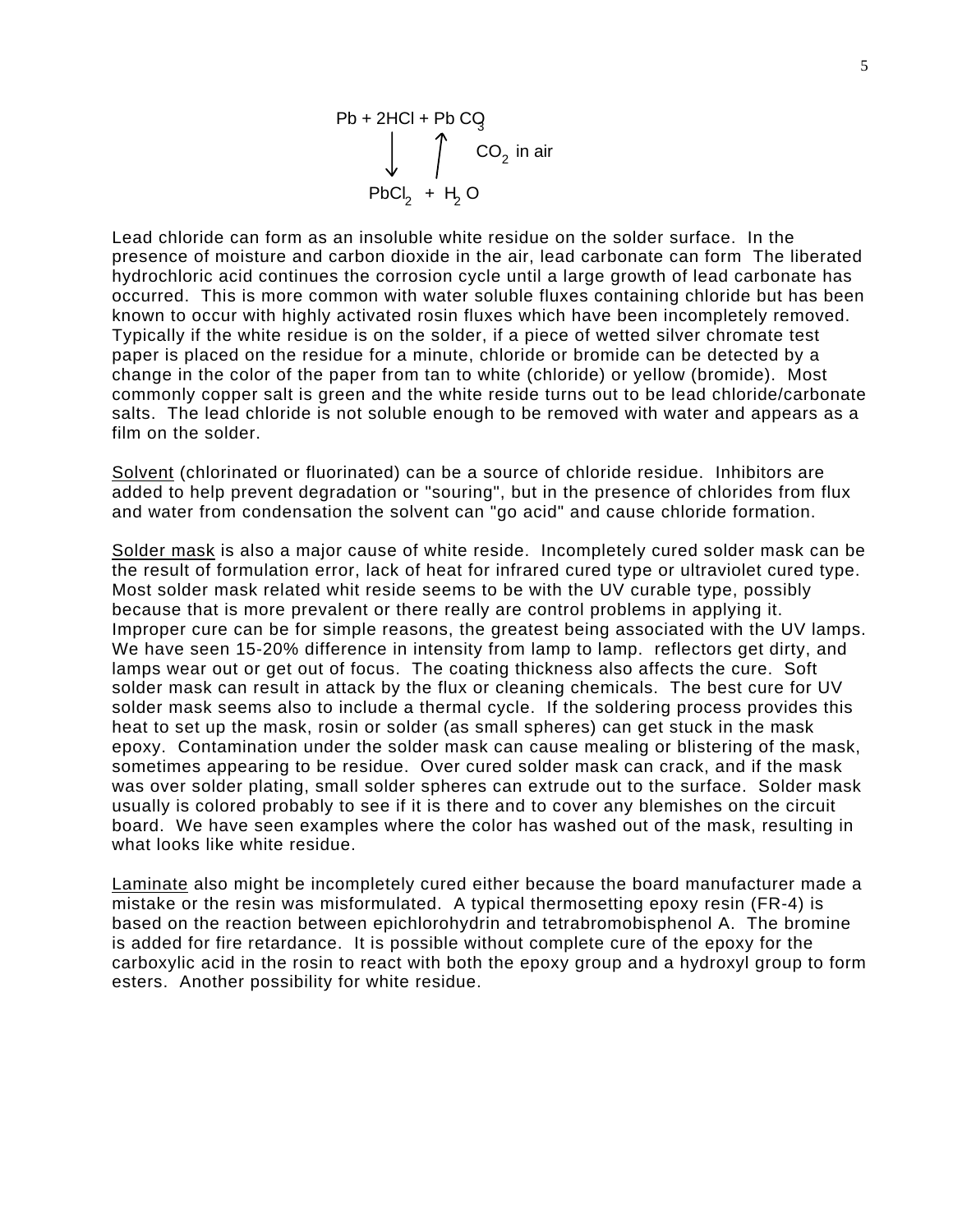$$
\begin{array}{ccc}
Pb + 2HCl + PbCO_3 & & \\
\downarrow \quad \uparrow & CO_2 \text{ in air} & \\
PbCl_2 + H_2O & &
\end{array}
$$

Lead chloride can form as an insoluble white residue on the solder surface. In the presence of moisture and carbon dioxide in the air, lead carbonate can form The liberated hydrochloric acid continues the corrosion cycle until a large growth of lead carbonate has occurred. This is more common with water soluble fluxes containing chloride but has been known to occur with highly activated rosin fluxes which have been incompletely removed. Typically if the white residue is on the solder, if a piece of wetted silver chromate test paper is placed on the residue for a minute, chloride or bromide can be detected by a change in the color of the paper from tan to white (chloride) or yellow (bromide). Most commonly copper salt is green and the white reside turns out to be lead chloride/carbonate salts. The lead chloride is not soluble enough to be removed with water and appears as a film on the solder.

Solvent (chlorinated or fluorinated) can be a source of chloride residue. Inhibitors are added to help prevent degradation or "souring", but in the presence of chlorides from flux and water from condensation the solvent can "go acid" and cause chloride formation.

Solder mask is also a major cause of white reside. Incompletely cured solder mask can be the result of formulation error, lack of heat for infrared cured type or ultraviolet cured type. Most solder mask related whit reside seems to be with the UV curable type, possibly because that is more prevalent or there really are control problems in applying it. Improper cure can be for simple reasons, the greatest being associated with the UV lamps. We have seen 15-20% difference in intensity from lamp to lamp. reflectors get dirty, and lamps wear out or get out of focus. The coating thickness also affects the cure. Soft solder mask can result in attack by the flux or cleaning chemicals. The best cure for UV solder mask seems also to include a thermal cycle. If the soldering process provides this heat to set up the mask, rosin or solder (as small spheres) can get stuck in the mask epoxy. Contamination under the solder mask can cause mealing or blistering of the mask, sometimes appearing to be residue. Over cured solder mask can crack, and if the mask was over solder plating, small solder spheres can extrude out to the surface. Solder mask usually is colored probably to see if it is there and to cover any blemishes on the circuit board. We have seen examples where the color has washed out of the mask, resulting in what looks like white residue.

Laminate also might be incompletely cured either because the board manufacturer made a mistake or the resin was misformulated. A typical thermosetting epoxy resin (FR-4) is based on the reaction between epichlorohydrin and tetrabromobisphenol A. The bromine is added for fire retardance. It is possible without complete cure of the epoxy for the carboxylic acid in the rosin to react with both the epoxy group and a hydroxyl group to form esters. Another possibility for white residue.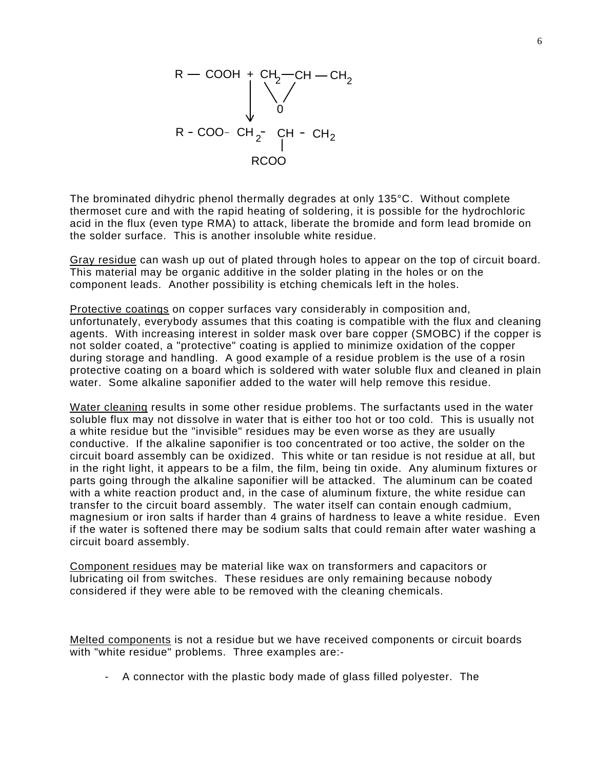$$R - COOH + CH_2 - CH - CH_2 \text{ (with } O \text{ bridging } CH_2 \text{ and } CH\text{)}$$

$$\downarrow$$

$$R - COO - CH_2 - \underset{\displaystyle RCOO}{\underset{|}{CH}} - CH_2$$

The brominated dihydric phenol thermally degrades at only 135°C. Without complete thermoset cure and with the rapid heating of soldering, it is possible for the hydrochloric acid in the flux (even type RMA) to attack, liberate the bromide and form lead bromide on the solder surface. This is another insoluble white residue.

Gray residue can wash up out of plated through holes to appear on the top of circuit board. This material may be organic additive in the solder plating in the holes or on the component leads. Another possibility is etching chemicals left in the holes.

Protective coatings on copper surfaces vary considerably in composition and, unfortunately, everybody assumes that this coating is compatible with the flux and cleaning agents. With increasing interest in solder mask over bare copper (SMOBC) if the copper is not solder coated, a "protective" coating is applied to minimize oxidation of the copper during storage and handling. A good example of a residue problem is the use of a rosin protective coating on a board which is soldered with water soluble flux and cleaned in plain water. Some alkaline saponifier added to the water will help remove this residue.

Water cleaning results in some other residue problems. The surfactants used in the water soluble flux may not dissolve in water that is either too hot or too cold. This is usually not a white residue but the "invisible" residues may be even worse as they are usually conductive. If the alkaline saponifier is too concentrated or too active, the solder on the circuit board assembly can be oxidized. This white or tan residue is not residue at all, but in the right light, it appears to be a film, the film, being tin oxide. Any aluminum fixtures or parts going through the alkaline saponifier will be attacked. The aluminum can be coated with a white reaction product and, in the case of aluminum fixture, the white residue can transfer to the circuit board assembly. The water itself can contain enough cadmium, magnesium or iron salts if harder than 4 grains of hardness to leave a white residue. Even if the water is softened there may be sodium salts that could remain after water washing a circuit board assembly.

Component residues may be material like wax on transformers and capacitors or lubricating oil from switches. These residues are only remaining because nobody considered if they were able to be removed with the cleaning chemicals.

Melted components is not a residue but we have received components or circuit boards with "white residue" problems. Three examples are:-

- A connector with the plastic body made of glass filled polyester. The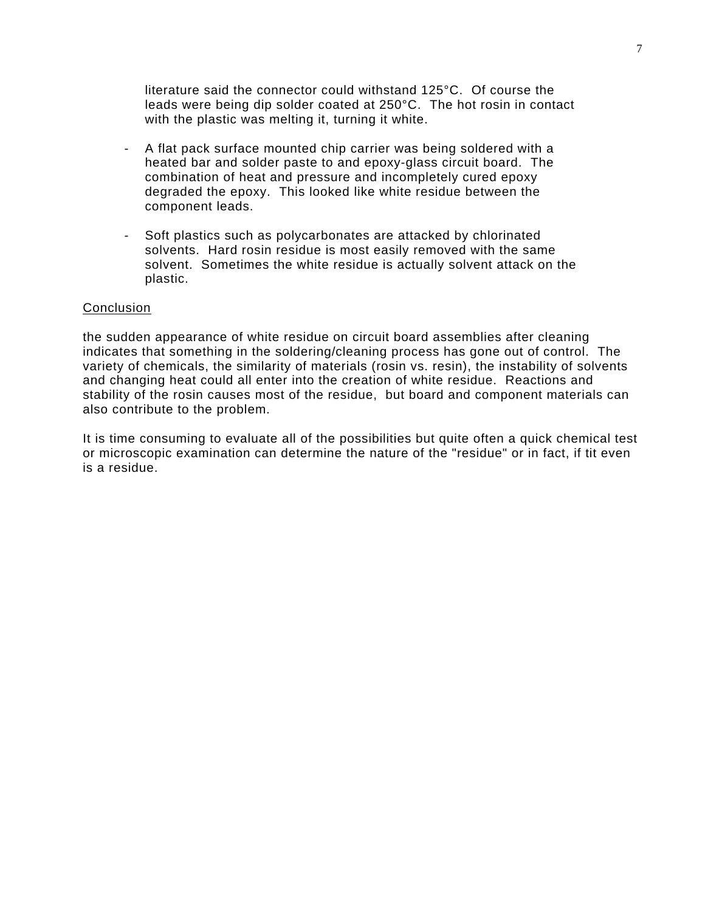literature said the connector could withstand 125°C. Of course the leads were being dip solder coated at 250°C. The hot rosin in contact with the plastic was melting it, turning it white.

- A flat pack surface mounted chip carrier was being soldered with a heated bar and solder paste to and epoxy-glass circuit board. The combination of heat and pressure and incompletely cured epoxy degraded the epoxy. This looked like white residue between the component leads.

- Soft plastics such as polycarbonates are attacked by chlorinated solvents. Hard rosin residue is most easily removed with the same solvent. Sometimes the white residue is actually solvent attack on the plastic.

## Conclusion

the sudden appearance of white residue on circuit board assemblies after cleaning indicates that something in the soldering/cleaning process has gone out of control. The variety of chemicals, the similarity of materials (rosin vs. resin), the instability of solvents and changing heat could all enter into the creation of white residue. Reactions and stability of the rosin causes most of the residue, but board and component materials can also contribute to the problem.

It is time consuming to evaluate all of the possibilities but quite often a quick chemical test or microscopic examination can determine the nature of the "residue" or in fact, if tit even is a residue.